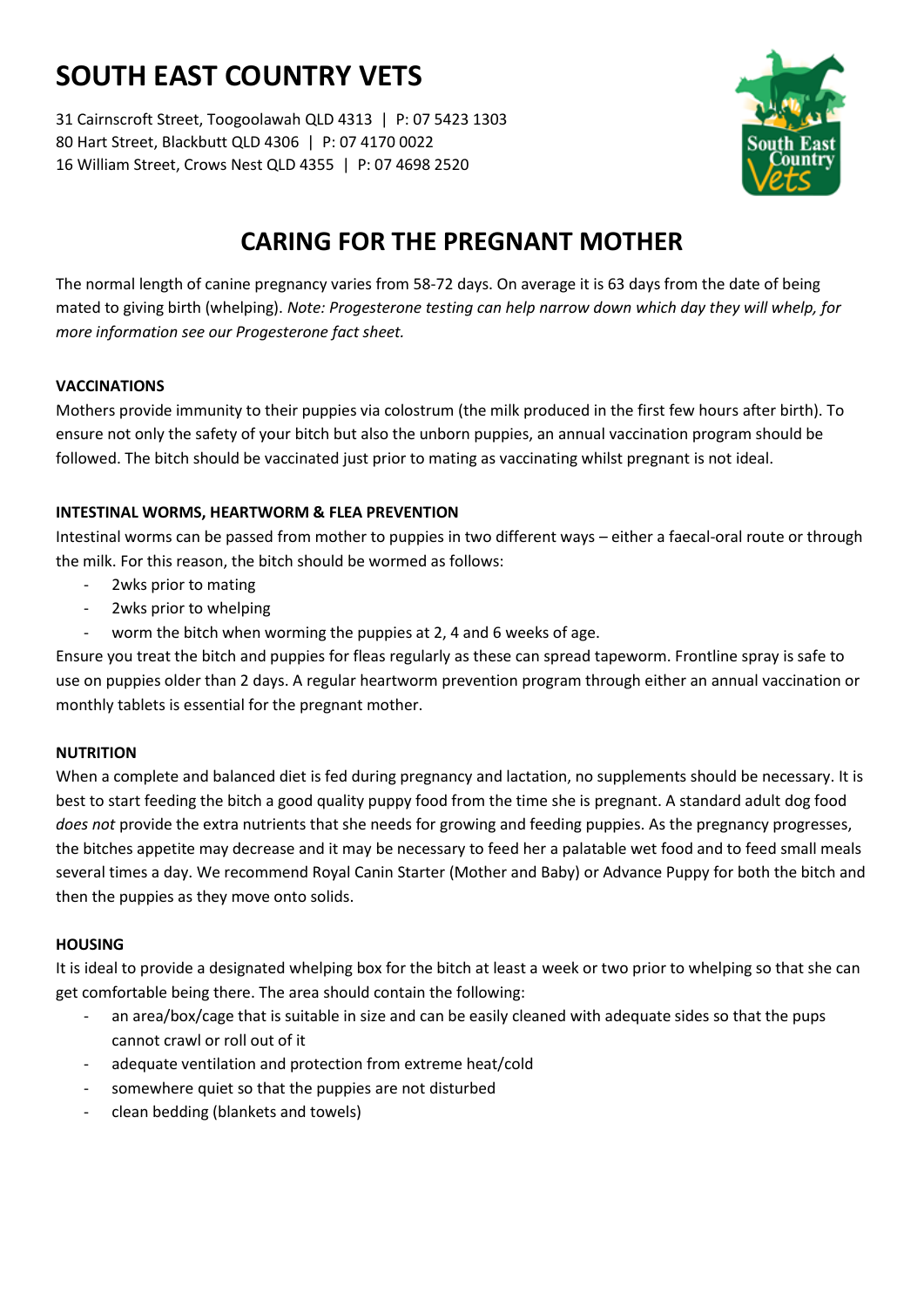# SOUTH EAST COUNTRY VETS

31 Cairnscroft Street, Toogoolawah QLD 4313 | P: 07 5423 1303
80 Hart Street, Blackbutt QLD 4306 | P: 07 4170 0022
16 William Street, Crows Nest QLD 4355 | P: 07 4698 2520

## CARING FOR THE PREGNANT MOTHER

The normal length of canine pregnancy varies from 58-72 days. On average it is 63 days from the date of being mated to giving birth (whelping). *Note: Progesterone testing can help narrow down which day they will whelp, for more information see our Progesterone fact sheet.*

**VACCINATIONS**

Mothers provide immunity to their puppies via colostrum (the milk produced in the first few hours after birth). To ensure not only the safety of your bitch but also the unborn puppies, an annual vaccination program should be followed. The bitch should be vaccinated just prior to mating as vaccinating whilst pregnant is not ideal.

**INTESTINAL WORMS, HEARTWORM & FLEA PREVENTION**

Intestinal worms can be passed from mother to puppies in two different ways – either a faecal-oral route or through the milk. For this reason, the bitch should be wormed as follows:

- 2wks prior to mating
- 2wks prior to whelping
- worm the bitch when worming the puppies at 2, 4 and 6 weeks of age.

Ensure you treat the bitch and puppies for fleas regularly as these can spread tapeworm. Frontline spray is safe to use on puppies older than 2 days. A regular heartworm prevention program through either an annual vaccination or monthly tablets is essential for the pregnant mother.

**NUTRITION**

When a complete and balanced diet is fed during pregnancy and lactation, no supplements should be necessary. It is best to start feeding the bitch a good quality puppy food from the time she is pregnant. A standard adult dog food *does not* provide the extra nutrients that she needs for growing and feeding puppies. As the pregnancy progresses, the bitches appetite may decrease and it may be necessary to feed her a palatable wet food and to feed small meals several times a day. We recommend Royal Canin Starter (Mother and Baby) or Advance Puppy for both the bitch and then the puppies as they move onto solids.

**HOUSING**

It is ideal to provide a designated whelping box for the bitch at least a week or two prior to whelping so that she can get comfortable being there. The area should contain the following:

- an area/box/cage that is suitable in size and can be easily cleaned with adequate sides so that the pups cannot crawl or roll out of it
- adequate ventilation and protection from extreme heat/cold
- somewhere quiet so that the puppies are not disturbed
- clean bedding (blankets and towels)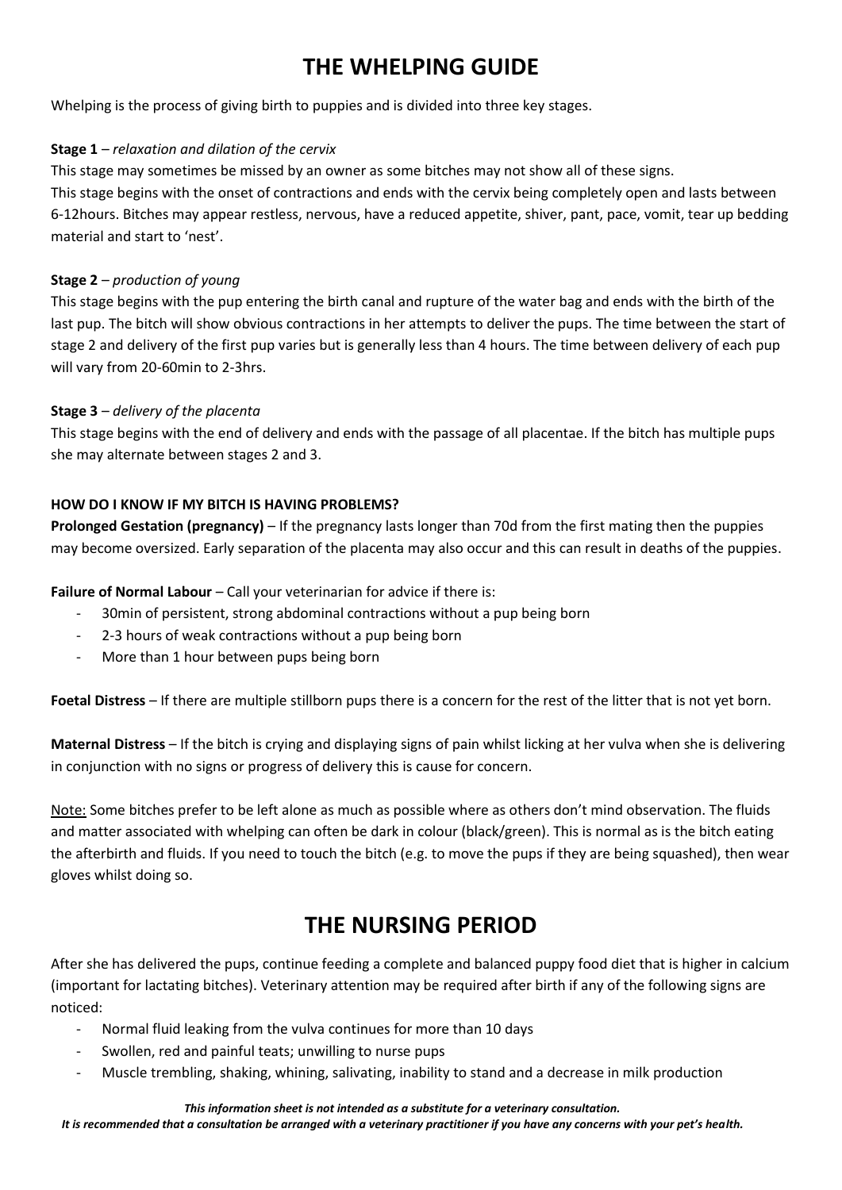# THE WHELPING GUIDE

Whelping is the process of giving birth to puppies and is divided into three key stages.

**Stage 1** – *relaxation and dilation of the cervix*

This stage may sometimes be missed by an owner as some bitches may not show all of these signs.
This stage begins with the onset of contractions and ends with the cervix being completely open and lasts between 6-12hours. Bitches may appear restless, nervous, have a reduced appetite, shiver, pant, pace, vomit, tear up bedding material and start to 'nest'.

**Stage 2** – *production of young*

This stage begins with the pup entering the birth canal and rupture of the water bag and ends with the birth of the last pup. The bitch will show obvious contractions in her attempts to deliver the pups. The time between the start of stage 2 and delivery of the first pup varies but is generally less than 4 hours. The time between delivery of each pup will vary from 20-60min to 2-3hrs.

**Stage 3** – *delivery of the placenta*

This stage begins with the end of delivery and ends with the passage of all placentae. If the bitch has multiple pups she may alternate between stages 2 and 3.

**HOW DO I KNOW IF MY BITCH IS HAVING PROBLEMS?**

**Prolonged Gestation (pregnancy)** – If the pregnancy lasts longer than 70d from the first mating then the puppies may become oversized. Early separation of the placenta may also occur and this can result in deaths of the puppies.

**Failure of Normal Labour** – Call your veterinarian for advice if there is:

- 30min of persistent, strong abdominal contractions without a pup being born
- 2-3 hours of weak contractions without a pup being born
- More than 1 hour between pups being born

**Foetal Distress** – If there are multiple stillborn pups there is a concern for the rest of the litter that is not yet born.

**Maternal Distress** – If the bitch is crying and displaying signs of pain whilst licking at her vulva when she is delivering in conjunction with no signs or progress of delivery this is cause for concern.

Note: Some bitches prefer to be left alone as much as possible where as others don't mind observation. The fluids and matter associated with whelping can often be dark in colour (black/green). This is normal as is the bitch eating the afterbirth and fluids. If you need to touch the bitch (e.g. to move the pups if they are being squashed), then wear gloves whilst doing so.

# THE NURSING PERIOD

After she has delivered the pups, continue feeding a complete and balanced puppy food diet that is higher in calcium (important for lactating bitches). Veterinary attention may be required after birth if any of the following signs are noticed:

- Normal fluid leaking from the vulva continues for more than 10 days
- Swollen, red and painful teats; unwilling to nurse pups
- Muscle trembling, shaking, whining, salivating, inability to stand and a decrease in milk production

***This information sheet is not intended as a substitute for a veterinary consultation.***
***It is recommended that a consultation be arranged with a veterinary practitioner if you have any concerns with your pet's health.***